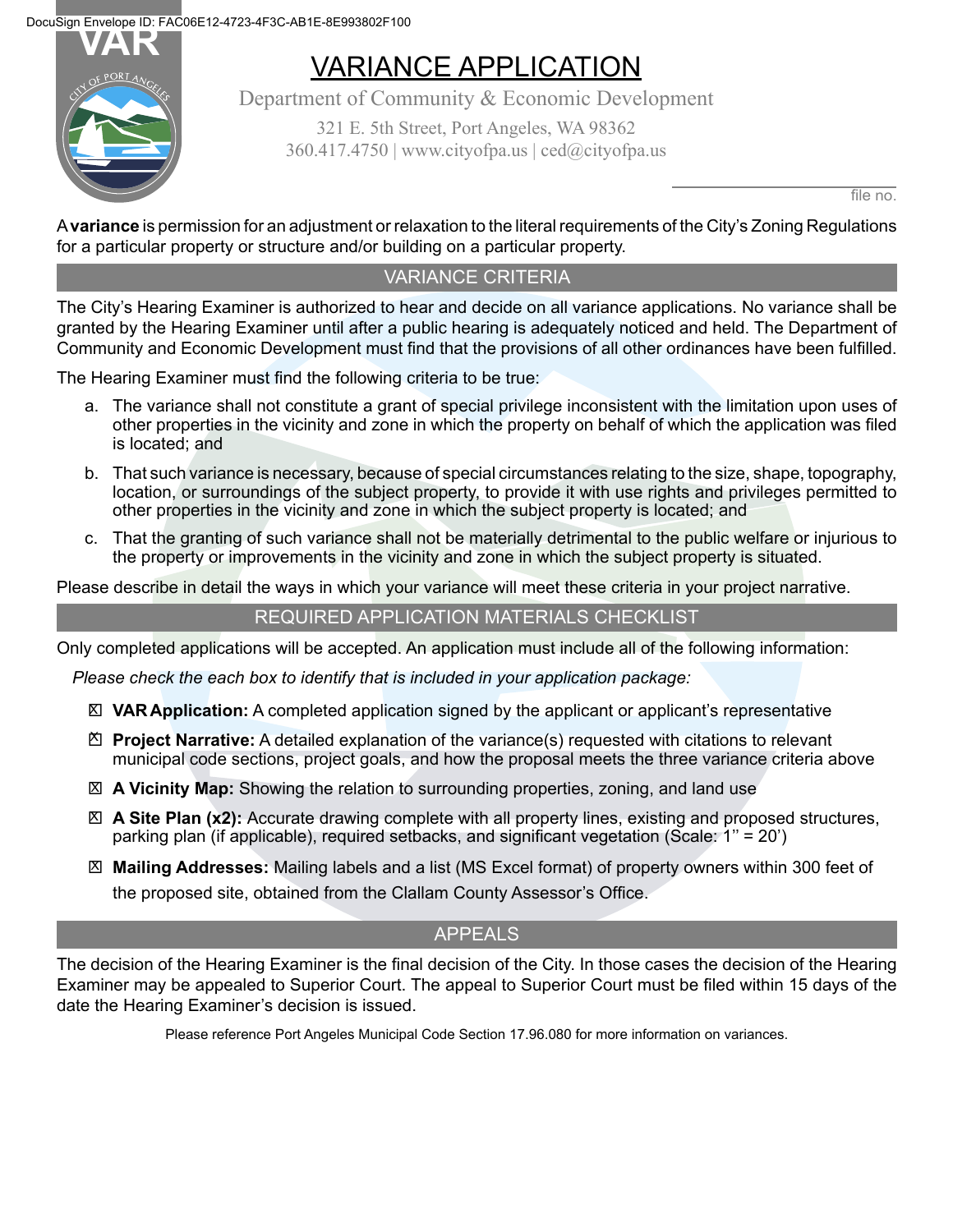DocuSign Envelope ID: FAC06E12-4723-4F3C-AB1E-8E993802F100

VAR

# VARIANCE APPLICATION

Department of Community & Economic Development

321 E. 5th Street, Port Angeles, WA 98362
360.417.4750 | www.cityofpa.us | ced@cityofpa.us

file no.

A **variance** is permission for an adjustment or relaxation to the literal requirements of the City's Zoning Regulations for a particular property or structure and/or building on a particular property.

## VARIANCE CRITERIA

The City's Hearing Examiner is authorized to hear and decide on all variance applications. No variance shall be granted by the Hearing Examiner until after a public hearing is adequately noticed and held. The Department of Community and Economic Development must find that the provisions of all other ordinances have been fulfilled.

The Hearing Examiner must find the following criteria to be true:

a. The variance shall not constitute a grant of special privilege inconsistent with the limitation upon uses of other properties in the vicinity and zone in which the property on behalf of which the application was filed is located; and

b. That such variance is necessary, because of special circumstances relating to the size, shape, topography, location, or surroundings of the subject property, to provide it with use rights and privileges permitted to other properties in the vicinity and zone in which the subject property is located; and

c. That the granting of such variance shall not be materially detrimental to the public welfare or injurious to the property or improvements in the vicinity and zone in which the subject property is situated.

Please describe in detail the ways in which your variance will meet these criteria in your project narrative.

## REQUIRED APPLICATION MATERIALS CHECKLIST

Only completed applications will be accepted. An application must include all of the following information:

*Please check the each box to identify that is included in your application package:*

- ☒ **VAR Application:** A completed application signed by the applicant or applicant's representative
- ☒ **Project Narrative:** A detailed explanation of the variance(s) requested with citations to relevant municipal code sections, project goals, and how the proposal meets the three variance criteria above
- ☒ **A Vicinity Map:** Showing the relation to surrounding properties, zoning, and land use
- ☒ **A Site Plan (x2):** Accurate drawing complete with all property lines, existing and proposed structures, parking plan (if applicable), required setbacks, and significant vegetation (Scale: 1" = 20')
- ☒ **Mailing Addresses:** Mailing labels and a list (MS Excel format) of property owners within 300 feet of the proposed site, obtained from the Clallam County Assessor's Office.

## APPEALS

The decision of the Hearing Examiner is the final decision of the City. In those cases the decision of the Hearing Examiner may be appealed to Superior Court. The appeal to Superior Court must be filed within 15 days of the date the Hearing Examiner's decision is issued.

Please reference Port Angeles Municipal Code Section 17.96.080 for more information on variances.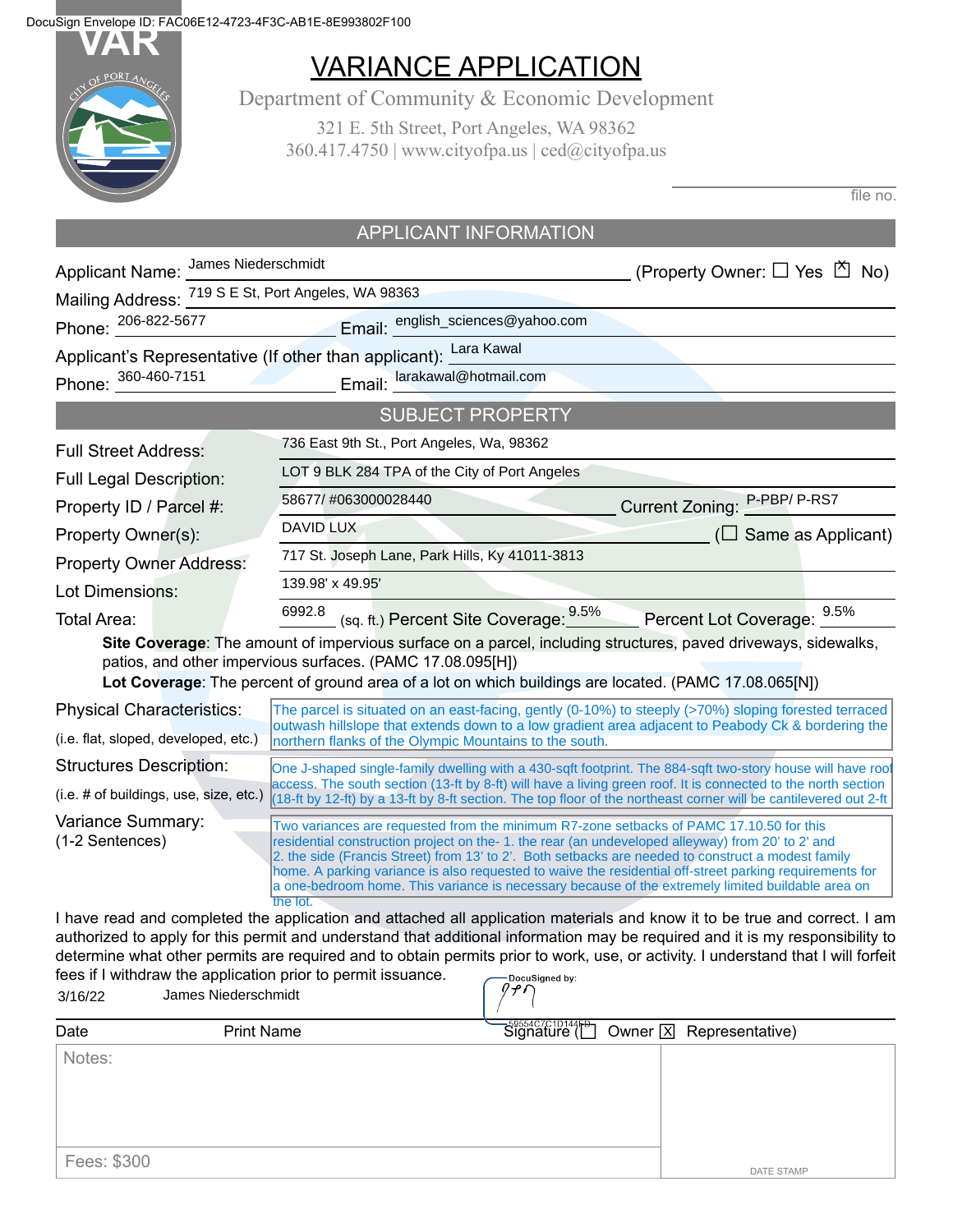DocuSign Envelope ID: FAC06E12-4723-4F3C-AB1E-8E993802F100

# VARIANCE APPLICATION

Department of Community & Economic Development

321 E. 5th Street, Port Angeles, WA 98362

360.417.4750 | www.cityofpa.us | ced@cityofpa.us

file no.

## APPLICANT INFORMATION

Applicant Name: James Niederschmidt (Property Owner: ☐ Yes ☒ No)

Mailing Address: 719 S E St, Port Angeles, WA 98363

Phone: 206-822-5677 Email: english_sciences@yahoo.com

Applicant's Representative (If other than applicant): Lara Kawal

Phone: 360-460-7151 Email: larakawal@hotmail.com

## SUBJECT PROPERTY

Full Street Address: 736 East 9th St., Port Angeles, Wa, 98362

Full Legal Description: LOT 9 BLK 284 TPA of the City of Port Angeles

Property ID / Parcel #: 58677/ #063000028440 Current Zoning: P-PBP/ P-RS7

Property Owner(s): DAVID LUX (☐ Same as Applicant)

Property Owner Address: 717 St. Joseph Lane, Park Hills, Ky 41011-3813

Lot Dimensions: 139.98' x 49.95'

Total Area: 6992.8 (sq. ft.) Percent Site Coverage: 9.5% Percent Lot Coverage: 9.5%

**Site Coverage**: The amount of impervious surface on a parcel, including structures, paved driveways, sidewalks, patios, and other impervious surfaces. (PAMC 17.08.095[H])

**Lot Coverage**: The percent of ground area of a lot on which buildings are located. (PAMC 17.08.065[N])

Physical Characteristics: (i.e. flat, sloped, developed, etc.)
The parcel is situated on an east-facing, gently (0-10%) to steeply (>70%) sloping forested terraced outwash hillslope that extends down to a low gradient area adjacent to Peabody Ck & bordering the northern flanks of the Olympic Mountains to the south.

Structures Description: (i.e. # of buildings, use, size, etc.)
One J-shaped single-family dwelling with a 430-sqft footprint. The 884-sqft two-story house will have roof access. The south section (13-ft by 8-ft) will have a living green roof. It is connected to the north section (18-ft by 12-ft) by a 13-ft by 8-ft section. The top floor of the northeast corner will be cantilevered out 2-ft

Variance Summary: (1-2 Sentences)
Two variances are requested from the minimum R7-zone setbacks of PAMC 17.10.50 for this residential construction project on the- 1. the rear (an undeveloped alleyway) from 20' to 2' and 2. the side (Francis Street) from 13' to 2'. Both setbacks are needed to construct a modest family home. A parking variance is also requested to waive the residential off-street parking requirements for a one-bedroom home. This variance is necessary because of the extremely limited buildable area on the lot.

I have read and completed the application and attached all application materials and know it to be true and correct. I am authorized to apply for this permit and understand that additional information may be required and it is my responsibility to determine what other permits are required and to obtain permits prior to work, use, or activity. I understand that I will forfeit fees if I withdraw the application prior to permit issuance.

| Date | Print Name | Signature (☐ Owner ☒ Representative) |
|---|---|---|
| 3/16/22 | James Niederschmidt | DocuSigned by: [signature] 59554C7C1D144FD... |

Notes:

Fees: $300

DATE STAMP